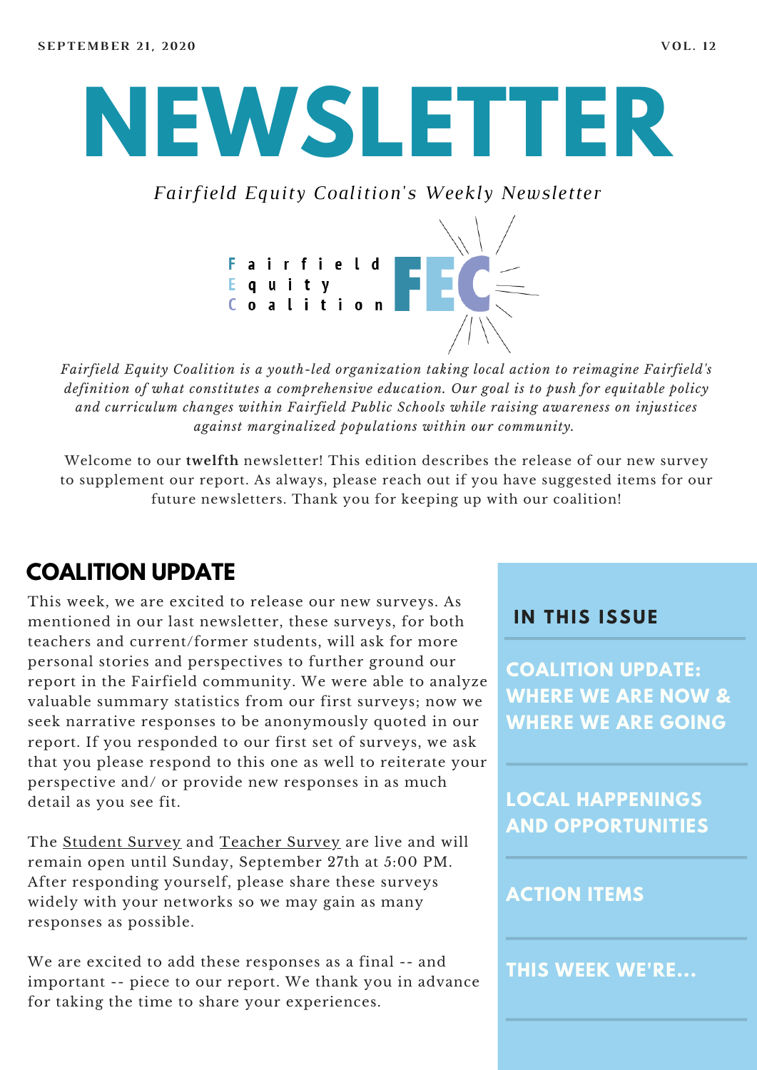SEPTEMBER 21, 2020 VOL. 12

# NEWSLETTER

*Fairfield Equity Coalition's Weekly Newsletter*

Fairfield Equity Coalition FEC

*Fairfield Equity Coalition is a youth-led organization taking local action to reimagine Fairfield's definition of what constitutes a comprehensive education. Our goal is to push for equitable policy and curriculum changes within Fairfield Public Schools while raising awareness on injustices against marginalized populations within our community.*

Welcome to our **twelfth** newsletter! This edition describes the release of our new survey to supplement our report. As always, please reach out if you have suggested items for our future newsletters. Thank you for keeping up with our coalition!

## COALITION UPDATE

This week, we are excited to release our new surveys. As mentioned in our last newsletter, these surveys, for both teachers and current/former students, will ask for more personal stories and perspectives to further ground our report in the Fairfield community. We were able to analyze valuable summary statistics from our first surveys; now we seek narrative responses to be anonymously quoted in our report. If you responded to our first set of surveys, we ask that you please respond to this one as well to reiterate your perspective and/ or provide new responses in as much detail as you see fit.

The Student Survey and Teacher Survey are live and will remain open until Sunday, September 27th at 5:00 PM. After responding yourself, please share these surveys widely with your networks so we may gain as many responses as possible.

We are excited to add these responses as a final -- and important -- piece to our report. We thank you in advance for taking the time to share your experiences.

## IN THIS ISSUE

- COALITION UPDATE: WHERE WE ARE NOW & WHERE WE ARE GOING
- LOCAL HAPPENINGS AND OPPORTUNITIES
- ACTION ITEMS
- THIS WEEK WE'RE...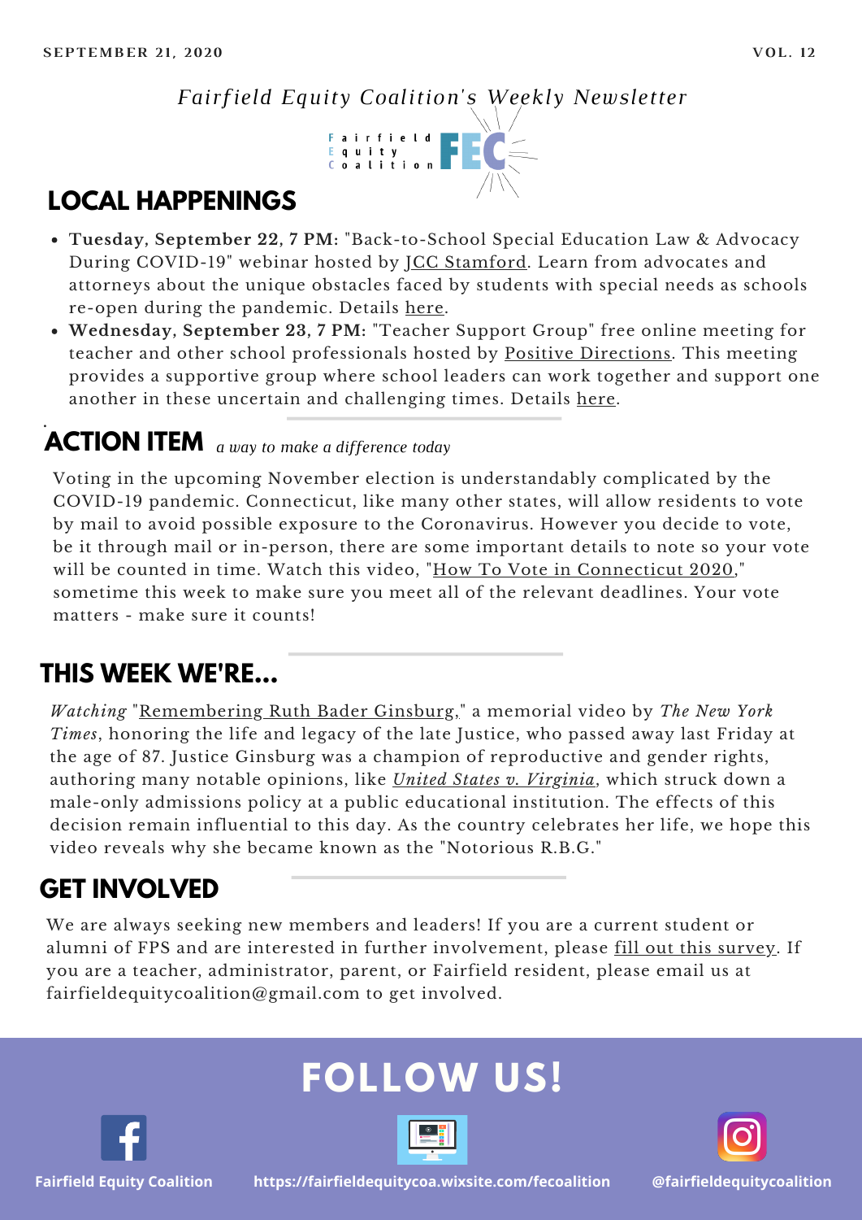SEPTEMBER 21, 2020 VOL. 12

*Fairfield Equity Coalition's Weekly Newsletter*

## LOCAL HAPPENINGS

- **Tuesday, September 22, 7 PM:** "Back-to-School Special Education Law & Advocacy During COVID-19" webinar hosted by JCC Stamford. Learn from advocates and attorneys about the unique obstacles faced by students with special needs as schools re-open during the pandemic. Details here.
- **Wednesday, September 23, 7 PM:** "Teacher Support Group" free online meeting for teacher and other school professionals hosted by Positive Directions. This meeting provides a supportive group where school leaders can work together and support one another in these uncertain and challenging times. Details here.

## ACTION ITEM *a way to make a difference today*

Voting in the upcoming November election is understandably complicated by the COVID-19 pandemic. Connecticut, like many other states, will allow residents to vote by mail to avoid possible exposure to the Coronavirus. However you decide to vote, be it through mail or in-person, there are some important details to note so your vote will be counted in time. Watch this video, "How To Vote in Connecticut 2020," sometime this week to make sure you meet all of the relevant deadlines. Your vote matters - make sure it counts!

## THIS WEEK WE'RE...

*Watching* "Remembering Ruth Bader Ginsburg," a memorial video by *The New York Times*, honoring the life and legacy of the late Justice, who passed away last Friday at the age of 87. Justice Ginsburg was a champion of reproductive and gender rights, authoring many notable opinions, like *United States v. Virginia*, which struck down a male-only admissions policy at a public educational institution. The effects of this decision remain influential to this day. As the country celebrates her life, we hope this video reveals why she became known as the "Notorious R.B.G."

## GET INVOLVED

We are always seeking new members and leaders! If you are a current student or alumni of FPS and are interested in further involvement, please fill out this survey. If you are a teacher, administrator, parent, or Fairfield resident, please email us at fairfieldequitycoalition@gmail.com to get involved.

## FOLLOW US!

Fairfield Equity Coalition

https://fairfieldequitycoa.wixsite.com/fecoalition

@fairfieldequitycoalition